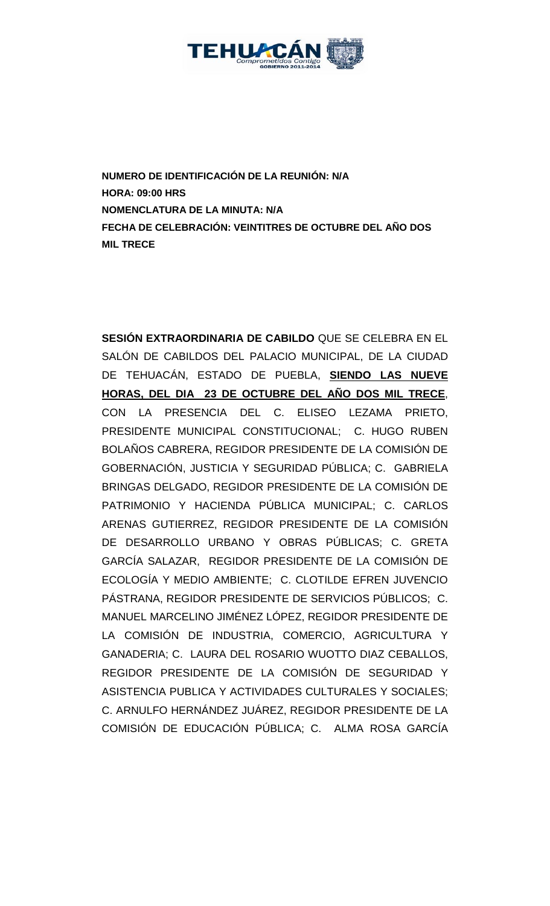**NUMERO DE IDENTIFICACIÓN DE LA REUNIÓN: N/A**
**HORA: 09:00 HRS**
**NOMENCLATURA DE LA MINUTA: N/A**
**FECHA DE CELEBRACIÓN: VEINTITRES DE OCTUBRE DEL AÑO DOS MIL TRECE**

**SESIÓN EXTRAORDINARIA DE CABILDO** QUE SE CELEBRA EN EL SALÓN DE CABILDOS DEL PALACIO MUNICIPAL, DE LA CIUDAD DE TEHUACÁN, ESTADO DE PUEBLA, **SIENDO LAS NUEVE HORAS, DEL DIA 23 DE OCTUBRE DEL AÑO DOS MIL TRECE**, CON LA PRESENCIA DEL C. ELISEO LEZAMA PRIETO, PRESIDENTE MUNICIPAL CONSTITUCIONAL; C. HUGO RUBEN BOLAÑOS CABRERA, REGIDOR PRESIDENTE DE LA COMISIÓN DE GOBERNACIÓN, JUSTICIA Y SEGURIDAD PÚBLICA; C. GABRIELA BRINGAS DELGADO, REGIDOR PRESIDENTE DE LA COMISIÓN DE PATRIMONIO Y HACIENDA PÚBLICA MUNICIPAL; C. CARLOS ARENAS GUTIERREZ, REGIDOR PRESIDENTE DE LA COMISIÓN DE DESARROLLO URBANO Y OBRAS PÚBLICAS; C. GRETA GARCÍA SALAZAR, REGIDOR PRESIDENTE DE LA COMISIÓN DE ECOLOGÍA Y MEDIO AMBIENTE; C. CLOTILDE EFREN JUVENCIO PÁSTRANA, REGIDOR PRESIDENTE DE SERVICIOS PÚBLICOS; C. MANUEL MARCELINO JIMÉNEZ LÓPEZ, REGIDOR PRESIDENTE DE LA COMISIÓN DE INDUSTRIA, COMERCIO, AGRICULTURA Y GANADERIA; C. LAURA DEL ROSARIO WUOTTO DIAZ CEBALLOS, REGIDOR PRESIDENTE DE LA COMISIÓN DE SEGURIDAD Y ASISTENCIA PUBLICA Y ACTIVIDADES CULTURALES Y SOCIALES; C. ARNULFO HERNÁNDEZ JUÁREZ, REGIDOR PRESIDENTE DE LA COMISIÓN DE EDUCACIÓN PÚBLICA; C. ALMA ROSA GARCÍA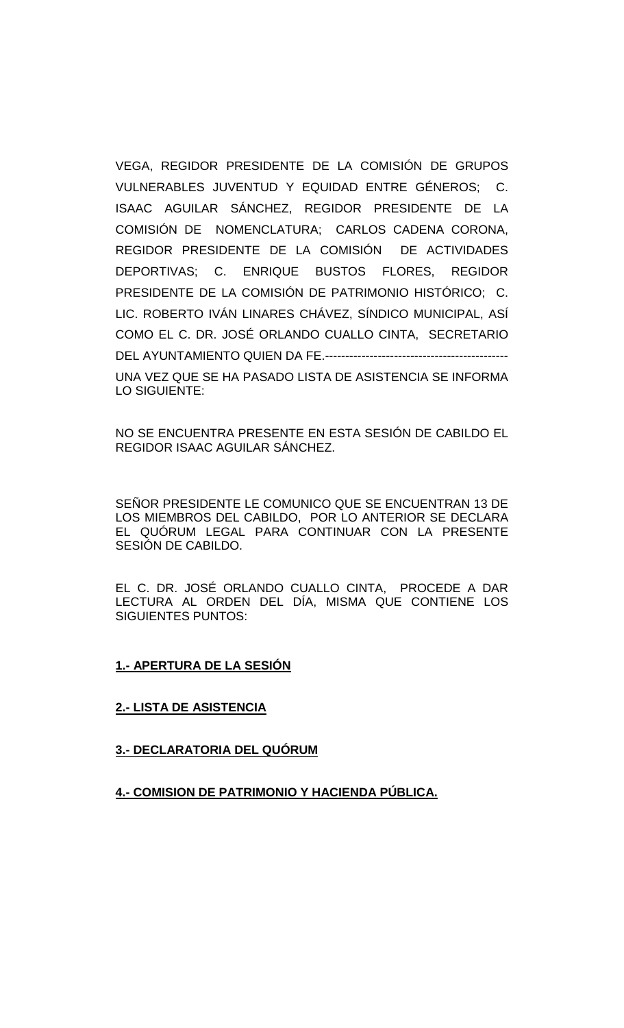VEGA, REGIDOR PRESIDENTE DE LA COMISIÓN DE GRUPOS VULNERABLES JUVENTUD Y EQUIDAD ENTRE GÉNEROS; C. ISAAC AGUILAR SÁNCHEZ, REGIDOR PRESIDENTE DE LA COMISIÓN DE NOMENCLATURA; CARLOS CADENA CORONA, REGIDOR PRESIDENTE DE LA COMISIÓN DE ACTIVIDADES DEPORTIVAS; C. ENRIQUE BUSTOS FLORES, REGIDOR PRESIDENTE DE LA COMISIÓN DE PATRIMONIO HISTÓRICO; C. LIC. ROBERTO IVÁN LINARES CHÁVEZ, SÍNDICO MUNICIPAL, ASÍ COMO EL C. DR. JOSÉ ORLANDO CUALLO CINTA, SECRETARIO DEL AYUNTAMIENTO QUIEN DA FE.---------------------------------------------

UNA VEZ QUE SE HA PASADO LISTA DE ASISTENCIA SE INFORMA LO SIGUIENTE:

NO SE ENCUENTRA PRESENTE EN ESTA SESIÓN DE CABILDO EL REGIDOR ISAAC AGUILAR SÁNCHEZ.

SEÑOR PRESIDENTE LE COMUNICO QUE SE ENCUENTRAN 13 DE LOS MIEMBROS DEL CABILDO, POR LO ANTERIOR SE DECLARA EL QUÓRUM LEGAL PARA CONTINUAR CON LA PRESENTE SESIÓN DE CABILDO.

EL C. DR. JOSÉ ORLANDO CUALLO CINTA, PROCEDE A DAR LECTURA AL ORDEN DEL DÍA, MISMA QUE CONTIENE LOS SIGUIENTES PUNTOS:

**1.- APERTURA DE LA SESIÓN**

**2.- LISTA DE ASISTENCIA**

**3.- DECLARATORIA DEL QUÓRUM**

**4.- COMISION DE PATRIMONIO Y HACIENDA PÚBLICA.**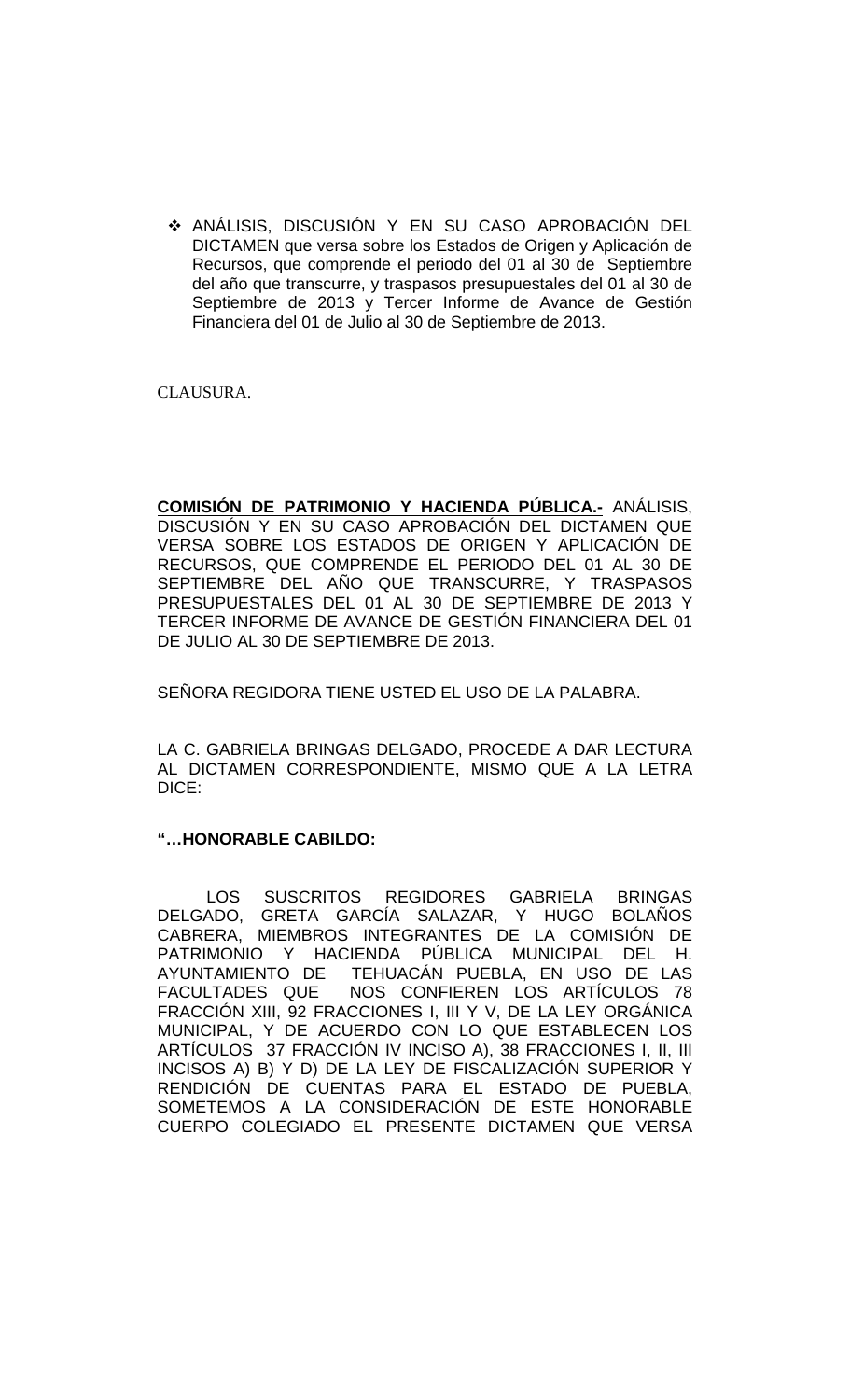- ANÁLISIS, DISCUSIÓN Y EN SU CASO APROBACIÓN DEL DICTAMEN que versa sobre los Estados de Origen y Aplicación de Recursos, que comprende el periodo del 01 al 30 de Septiembre del año que transcurre, y traspasos presupuestales del 01 al 30 de Septiembre de 2013 y Tercer Informe de Avance de Gestión Financiera del 01 de Julio al 30 de Septiembre de 2013.

CLAUSURA.

**COMISIÓN DE PATRIMONIO Y HACIENDA PÚBLICA.-** ANÁLISIS, DISCUSIÓN Y EN SU CASO APROBACIÓN DEL DICTAMEN QUE VERSA SOBRE LOS ESTADOS DE ORIGEN Y APLICACIÓN DE RECURSOS, QUE COMPRENDE EL PERIODO DEL 01 AL 30 DE SEPTIEMBRE DEL AÑO QUE TRANSCURRE, Y TRASPASOS PRESUPUESTALES DEL 01 AL 30 DE SEPTIEMBRE DE 2013 Y TERCER INFORME DE AVANCE DE GESTIÓN FINANCIERA DEL 01 DE JULIO AL 30 DE SEPTIEMBRE DE 2013.

SEÑORA REGIDORA TIENE USTED EL USO DE LA PALABRA.

LA C. GABRIELA BRINGAS DELGADO, PROCEDE A DAR LECTURA AL DICTAMEN CORRESPONDIENTE, MISMO QUE A LA LETRA DICE:

**"…HONORABLE CABILDO:**

LOS SUSCRITOS REGIDORES GABRIELA BRINGAS DELGADO, GRETA GARCÍA SALAZAR, Y HUGO BOLAÑOS CABRERA, MIEMBROS INTEGRANTES DE LA COMISIÓN DE PATRIMONIO Y HACIENDA PÚBLICA MUNICIPAL DEL H. AYUNTAMIENTO DE TEHUACÁN PUEBLA, EN USO DE LAS FACULTADES QUE NOS CONFIEREN LOS ARTÍCULOS 78 FRACCIÓN XIII, 92 FRACCIONES I, III Y V, DE LA LEY ORGÁNICA MUNICIPAL, Y DE ACUERDO CON LO QUE ESTABLECEN LOS ARTÍCULOS 37 FRACCIÓN IV INCISO A), 38 FRACCIONES I, II, III INCISOS A) B) Y D) DE LA LEY DE FISCALIZACIÓN SUPERIOR Y RENDICIÓN DE CUENTAS PARA EL ESTADO DE PUEBLA, SOMETEMOS A LA CONSIDERACIÓN DE ESTE HONORABLE CUERPO COLEGIADO EL PRESENTE DICTAMEN QUE VERSA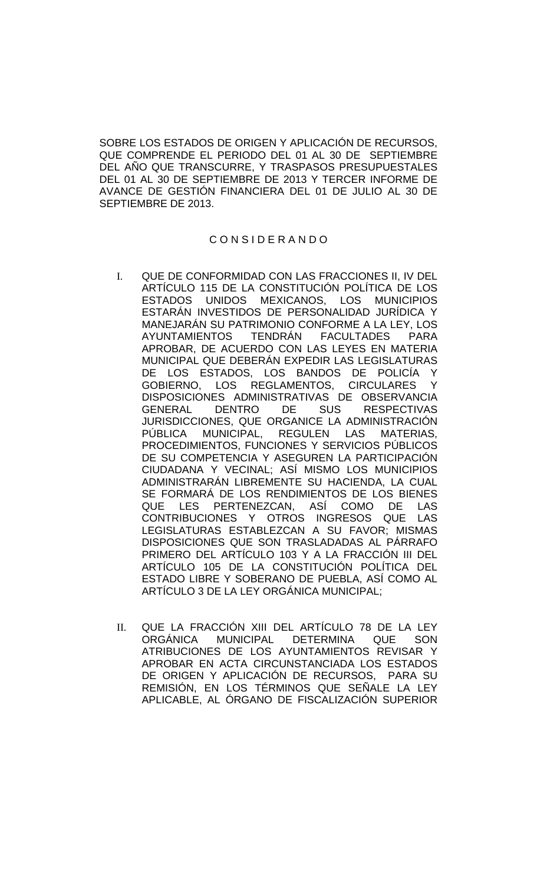SOBRE LOS ESTADOS DE ORIGEN Y APLICACIÓN DE RECURSOS, QUE COMPRENDE EL PERIODO DEL 01 AL 30 DE SEPTIEMBRE DEL AÑO QUE TRANSCURRE, Y TRASPASOS PRESUPUESTALES DEL 01 AL 30 DE SEPTIEMBRE DE 2013 Y TERCER INFORME DE AVANCE DE GESTIÓN FINANCIERA DEL 01 DE JULIO AL 30 DE SEPTIEMBRE DE 2013.

C O N S I D E R A N D O

I. QUE DE CONFORMIDAD CON LAS FRACCIONES II, IV DEL ARTÍCULO 115 DE LA CONSTITUCIÓN POLÍTICA DE LOS ESTADOS UNIDOS MEXICANOS, LOS MUNICIPIOS ESTARÁN INVESTIDOS DE PERSONALIDAD JURÍDICA Y MANEJARÁN SU PATRIMONIO CONFORME A LA LEY, LOS AYUNTAMIENTOS TENDRÁN FACULTADES PARA APROBAR, DE ACUERDO CON LAS LEYES EN MATERIA MUNICIPAL QUE DEBERÁN EXPEDIR LAS LEGISLATURAS DE LOS ESTADOS, LOS BANDOS DE POLICÍA Y GOBIERNO, LOS REGLAMENTOS, CIRCULARES Y DISPOSICIONES ADMINISTRATIVAS DE OBSERVANCIA GENERAL DENTRO DE SUS RESPECTIVAS JURISDICCIONES, QUE ORGANICE LA ADMINISTRACIÓN PÚBLICA MUNICIPAL, REGULEN LAS MATERIAS, PROCEDIMIENTOS, FUNCIONES Y SERVICIOS PÚBLICOS DE SU COMPETENCIA Y ASEGUREN LA PARTICIPACIÓN CIUDADANA Y VECINAL; ASÍ MISMO LOS MUNICIPIOS ADMINISTRARÁN LIBREMENTE SU HACIENDA, LA CUAL SE FORMARÁ DE LOS RENDIMIENTOS DE LOS BIENES QUE LES PERTENEZCAN, ASÍ COMO DE LAS CONTRIBUCIONES Y OTROS INGRESOS QUE LAS LEGISLATURAS ESTABLEZCAN A SU FAVOR; MISMAS DISPOSICIONES QUE SON TRASLADADAS AL PÁRRAFO PRIMERO DEL ARTÍCULO 103 Y A LA FRACCIÓN III DEL ARTÍCULO 105 DE LA CONSTITUCIÓN POLÍTICA DEL ESTADO LIBRE Y SOBERANO DE PUEBLA, ASÍ COMO AL ARTÍCULO 3 DE LA LEY ORGÁNICA MUNICIPAL;

II. QUE LA FRACCIÓN XIII DEL ARTÍCULO 78 DE LA LEY ORGÁNICA MUNICIPAL DETERMINA QUE SON ATRIBUCIONES DE LOS AYUNTAMIENTOS REVISAR Y APROBAR EN ACTA CIRCUNSTANCIADA LOS ESTADOS DE ORIGEN Y APLICACIÓN DE RECURSOS, PARA SU REMISIÓN, EN LOS TÉRMINOS QUE SEÑALE LA LEY APLICABLE, AL ÓRGANO DE FISCALIZACIÓN SUPERIOR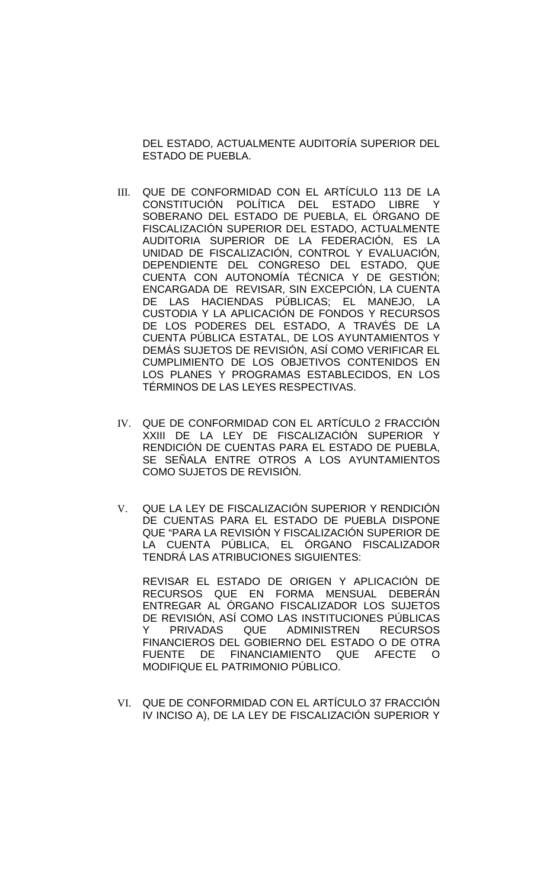DEL ESTADO, ACTUALMENTE AUDITORÍA SUPERIOR DEL ESTADO DE PUEBLA.

III. QUE DE CONFORMIDAD CON EL ARTÍCULO 113 DE LA CONSTITUCIÓN POLÍTICA DEL ESTADO LIBRE Y SOBERANO DEL ESTADO DE PUEBLA, EL ÓRGANO DE FISCALIZACIÓN SUPERIOR DEL ESTADO, ACTUALMENTE AUDITORIA SUPERIOR DE LA FEDERACIÓN, ES LA UNIDAD DE FISCALIZACIÓN, CONTROL Y EVALUACIÓN, DEPENDIENTE DEL CONGRESO DEL ESTADO, QUE CUENTA CON AUTONOMÍA TÉCNICA Y DE GESTIÓN; ENCARGADA DE REVISAR, SIN EXCEPCIÓN, LA CUENTA DE LAS HACIENDAS PÚBLICAS; EL MANEJO, LA CUSTODIA Y LA APLICACIÓN DE FONDOS Y RECURSOS DE LOS PODERES DEL ESTADO, A TRAVÉS DE LA CUENTA PÚBLICA ESTATAL, DE LOS AYUNTAMIENTOS Y DEMÁS SUJETOS DE REVISIÓN, ASÍ COMO VERIFICAR EL CUMPLIMIENTO DE LOS OBJETIVOS CONTENIDOS EN LOS PLANES Y PROGRAMAS ESTABLECIDOS, EN LOS TÉRMINOS DE LAS LEYES RESPECTIVAS.

IV. QUE DE CONFORMIDAD CON EL ARTÍCULO 2 FRACCIÓN XXIII DE LA LEY DE FISCALIZACIÓN SUPERIOR Y RENDICIÓN DE CUENTAS PARA EL ESTADO DE PUEBLA, SE SEÑALA ENTRE OTROS A LOS AYUNTAMIENTOS COMO SUJETOS DE REVISIÓN.

V. QUE LA LEY DE FISCALIZACIÓN SUPERIOR Y RENDICIÓN DE CUENTAS PARA EL ESTADO DE PUEBLA DISPONE QUE "PARA LA REVISIÓN Y FISCALIZACIÓN SUPERIOR DE LA CUENTA PÚBLICA, EL ÓRGANO FISCALIZADOR TENDRÁ LAS ATRIBUCIONES SIGUIENTES:

   REVISAR EL ESTADO DE ORIGEN Y APLICACIÓN DE RECURSOS QUE EN FORMA MENSUAL DEBERÁN ENTREGAR AL ÓRGANO FISCALIZADOR LOS SUJETOS DE REVISIÓN, ASÍ COMO LAS INSTITUCIONES PÚBLICAS Y PRIVADAS QUE ADMINISTREN RECURSOS FINANCIEROS DEL GOBIERNO DEL ESTADO O DE OTRA FUENTE DE FINANCIAMIENTO QUE AFECTE O MODIFIQUE EL PATRIMONIO PÚBLICO.

VI. QUE DE CONFORMIDAD CON EL ARTÍCULO 37 FRACCIÓN IV INCISO A), DE LA LEY DE FISCALIZACIÓN SUPERIOR Y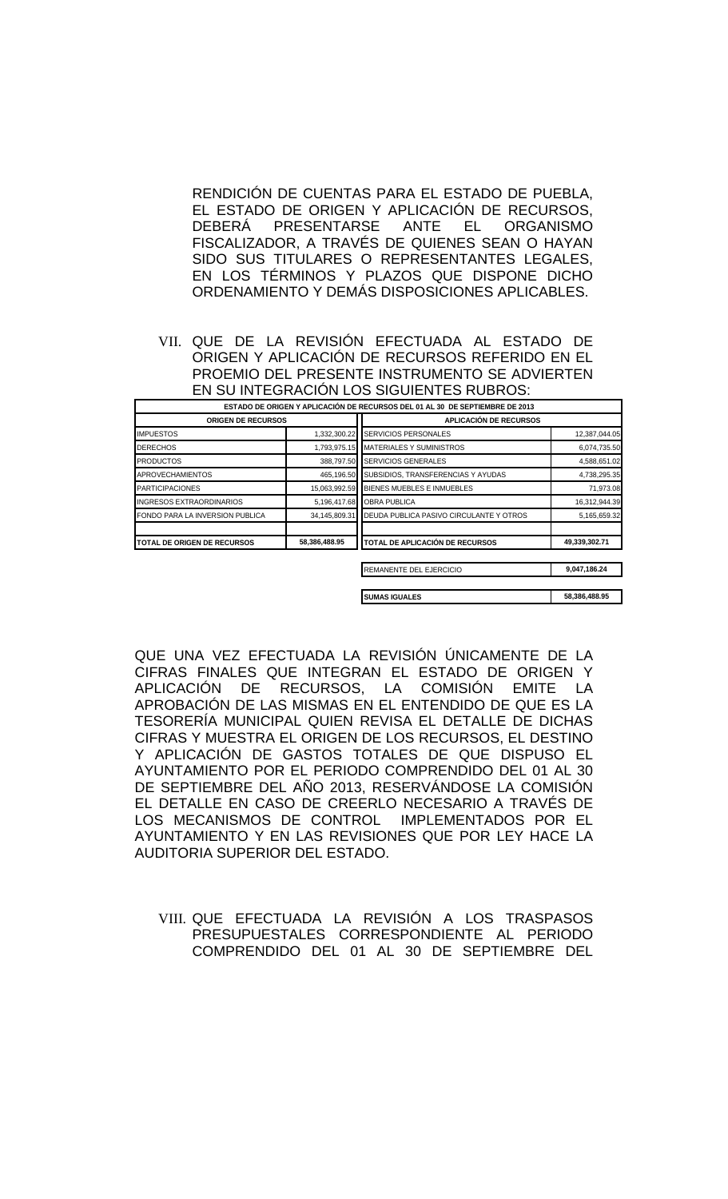RENDICIÓN DE CUENTAS PARA EL ESTADO DE PUEBLA, EL ESTADO DE ORIGEN Y APLICACIÓN DE RECURSOS, DEBERÁ PRESENTARSE ANTE EL ORGANISMO FISCALIZADOR, A TRAVÉS DE QUIENES SEAN O HAYAN SIDO SUS TITULARES O REPRESENTANTES LEGALES, EN LOS TÉRMINOS Y PLAZOS QUE DISPONE DICHO ORDENAMIENTO Y DEMÁS DISPOSICIONES APLICABLES.

VII. QUE DE LA REVISIÓN EFECTUADA AL ESTADO DE ORIGEN Y APLICACIÓN DE RECURSOS REFERIDO EN EL PROEMIO DEL PRESENTE INSTRUMENTO SE ADVIERTEN EN SU INTEGRACIÓN LOS SIGUIENTES RUBROS:

| ESTADO DE ORIGEN Y APLICACIÓN DE RECURSOS DEL 01 AL 30 DE SEPTIEMBRE DE 2013 | | | |
|---|---|---|---|
| **ORIGEN DE RECURSOS** | | **APLICACIÓN DE RECURSOS** | |
| IMPUESTOS | 1,332,300.22 | SERVICIOS PERSONALES | 12,387,044.05 |
| DERECHOS | 1,793,975.15 | MATERIALES Y SUMINISTROS | 6,074,735.50 |
| PRODUCTOS | 388,797.50 | SERVICIOS GENERALES | 4,588,651.02 |
| APROVECHAMIENTOS | 465,196.50 | SUBSIDIOS, TRANSFERENCIAS Y AYUDAS | 4,738,295.35 |
| PARTICIPACIONES | 15,063,992.59 | BIENES MUEBLES E INMUEBLES | 71,973.08 |
| INGRESOS EXTRAORDINARIOS | 5,196,417.68 | OBRA PUBLICA | 16,312,944.39 |
| FONDO PARA LA INVERSION PUBLICA | 34,145,809.31 | DEUDA PUBLICA PASIVO CIRCULANTE Y OTROS | 5,165,659.32 |
| **TOTAL DE ORIGEN DE RECURSOS** | **58,386,488.95** | **TOTAL DE APLICACIÓN DE RECURSOS** | **49,339,302.71** |
| | | REMANENTE DEL EJERCICIO | **9,047,186.24** |
| | | **SUMAS IGUALES** | **58,386,488.95** |

QUE UNA VEZ EFECTUADA LA REVISIÓN ÚNICAMENTE DE LA CIFRAS FINALES QUE INTEGRAN EL ESTADO DE ORIGEN Y APLICACIÓN DE RECURSOS, LA COMISIÓN EMITE LA APROBACIÓN DE LAS MISMAS EN EL ENTENDIDO DE QUE ES LA TESORERÍA MUNICIPAL QUIEN REVISA EL DETALLE DE DICHAS CIFRAS Y MUESTRA EL ORIGEN DE LOS RECURSOS, EL DESTINO Y APLICACIÓN DE GASTOS TOTALES DE QUE DISPUSO EL AYUNTAMIENTO POR EL PERIODO COMPRENDIDO DEL 01 AL 30 DE SEPTIEMBRE DEL AÑO 2013, RESERVÁNDOSE LA COMISIÓN EL DETALLE EN CASO DE CREERLO NECESARIO A TRAVÉS DE LOS MECANISMOS DE CONTROL IMPLEMENTADOS POR EL AYUNTAMIENTO Y EN LAS REVISIONES QUE POR LEY HACE LA AUDITORIA SUPERIOR DEL ESTADO.

VIII. QUE EFECTUADA LA REVISIÓN A LOS TRASPASOS PRESUPUESTALES CORRESPONDIENTE AL PERIODO COMPRENDIDO DEL 01 AL 30 DE SEPTIEMBRE DEL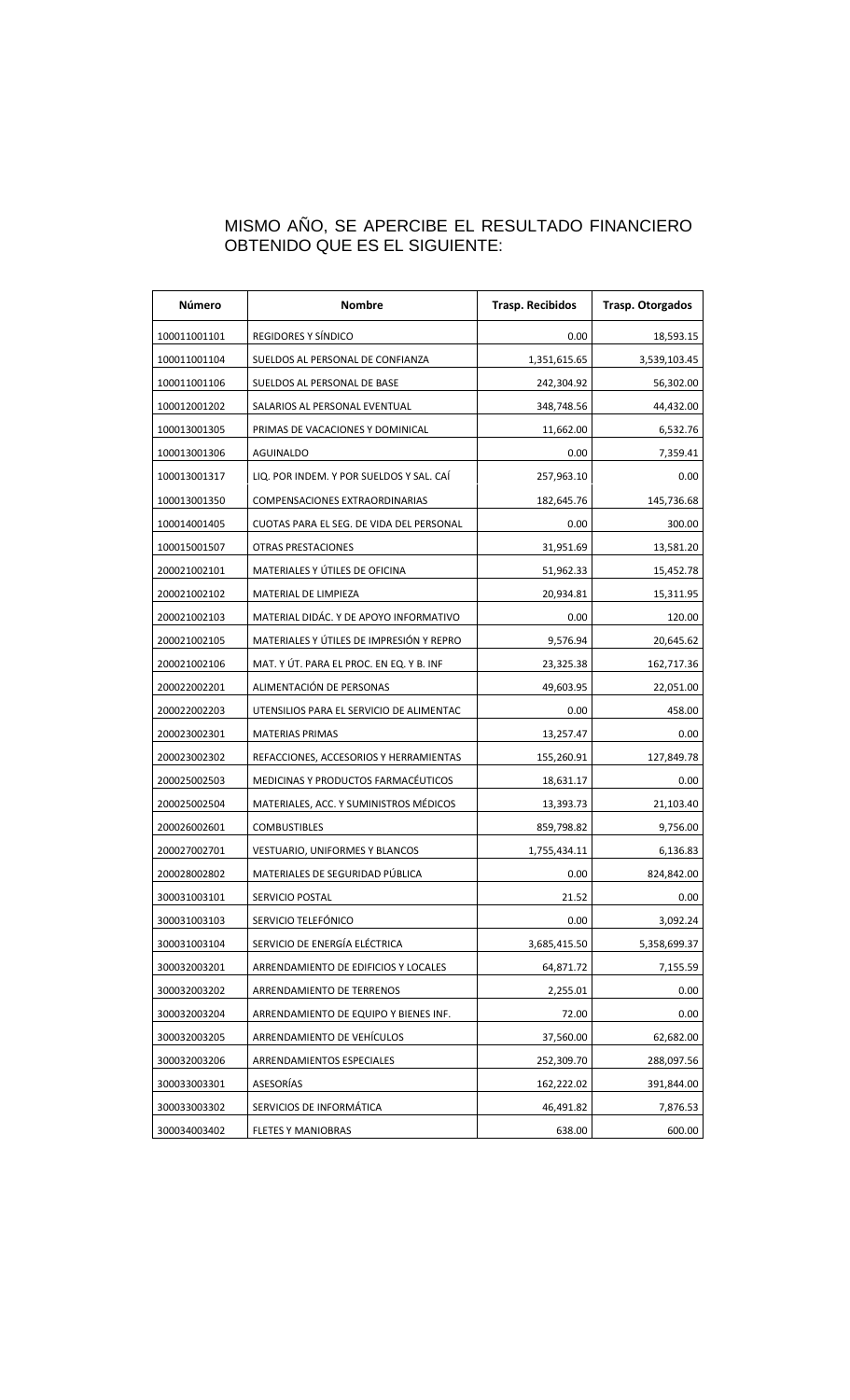MISMO AÑO, SE APERCIBE EL RESULTADO FINANCIERO OBTENIDO QUE ES EL SIGUIENTE:

| Número | Nombre | Trasp. Recibidos | Trasp. Otorgados |
|---|---|---|---|
| 100011001101 | REGIDORES Y SÍNDICO | 0.00 | 18,593.15 |
| 100011001104 | SUELDOS AL PERSONAL DE CONFIANZA | 1,351,615.65 | 3,539,103.45 |
| 100011001106 | SUELDOS AL PERSONAL DE BASE | 242,304.92 | 56,302.00 |
| 100012001202 | SALARIOS AL PERSONAL EVENTUAL | 348,748.56 | 44,432.00 |
| 100013001305 | PRIMAS DE VACACIONES Y DOMINICAL | 11,662.00 | 6,532.76 |
| 100013001306 | AGUINALDO | 0.00 | 7,359.41 |
| 100013001317 | LIQ. POR INDEM. Y POR SUELDOS Y SAL. CAÍ | 257,963.10 | 0.00 |
| 100013001350 | COMPENSACIONES EXTRAORDINARIAS | 182,645.76 | 145,736.68 |
| 100014001405 | CUOTAS PARA EL SEG. DE VIDA DEL PERSONAL | 0.00 | 300.00 |
| 100015001507 | OTRAS PRESTACIONES | 31,951.69 | 13,581.20 |
| 200021002101 | MATERIALES Y ÚTILES DE OFICINA | 51,962.33 | 15,452.78 |
| 200021002102 | MATERIAL DE LIMPIEZA | 20,934.81 | 15,311.95 |
| 200021002103 | MATERIAL DIDÁC. Y DE APOYO INFORMATIVO | 0.00 | 120.00 |
| 200021002105 | MATERIALES Y ÚTILES DE IMPRESIÓN Y REPRO | 9,576.94 | 20,645.62 |
| 200021002106 | MAT. Y ÚT. PARA EL PROC. EN EQ. Y B. INF | 23,325.38 | 162,717.36 |
| 200022002201 | ALIMENTACIÓN DE PERSONAS | 49,603.95 | 22,051.00 |
| 200022002203 | UTENSILIOS PARA EL SERVICIO DE ALIMENTAC | 0.00 | 458.00 |
| 200023002301 | MATERIAS PRIMAS | 13,257.47 | 0.00 |
| 200023002302 | REFACCIONES, ACCESORIOS Y HERRAMIENTAS | 155,260.91 | 127,849.78 |
| 200025002503 | MEDICINAS Y PRODUCTOS FARMACÉUTICOS | 18,631.17 | 0.00 |
| 200025002504 | MATERIALES, ACC. Y SUMINISTROS MÉDICOS | 13,393.73 | 21,103.40 |
| 200026002601 | COMBUSTIBLES | 859,798.82 | 9,756.00 |
| 200027002701 | VESTUARIO, UNIFORMES Y BLANCOS | 1,755,434.11 | 6,136.83 |
| 200028002802 | MATERIALES DE SEGURIDAD PÚBLICA | 0.00 | 824,842.00 |
| 300031003101 | SERVICIO POSTAL | 21.52 | 0.00 |
| 300031003103 | SERVICIO TELEFÓNICO | 0.00 | 3,092.24 |
| 300031003104 | SERVICIO DE ENERGÍA ELÉCTRICA | 3,685,415.50 | 5,358,699.37 |
| 300032003201 | ARRENDAMIENTO DE EDIFICIOS Y LOCALES | 64,871.72 | 7,155.59 |
| 300032003202 | ARRENDAMIENTO DE TERRENOS | 2,255.01 | 0.00 |
| 300032003204 | ARRENDAMIENTO DE EQUIPO Y BIENES INF. | 72.00 | 0.00 |
| 300032003205 | ARRENDAMIENTO DE VEHÍCULOS | 37,560.00 | 62,682.00 |
| 300032003206 | ARRENDAMIENTOS ESPECIALES | 252,309.70 | 288,097.56 |
| 300033003301 | ASESORÍAS | 162,222.02 | 391,844.00 |
| 300033003302 | SERVICIOS DE INFORMÁTICA | 46,491.82 | 7,876.53 |
| 300034003402 | FLETES Y MANIOBRAS | 638.00 | 600.00 |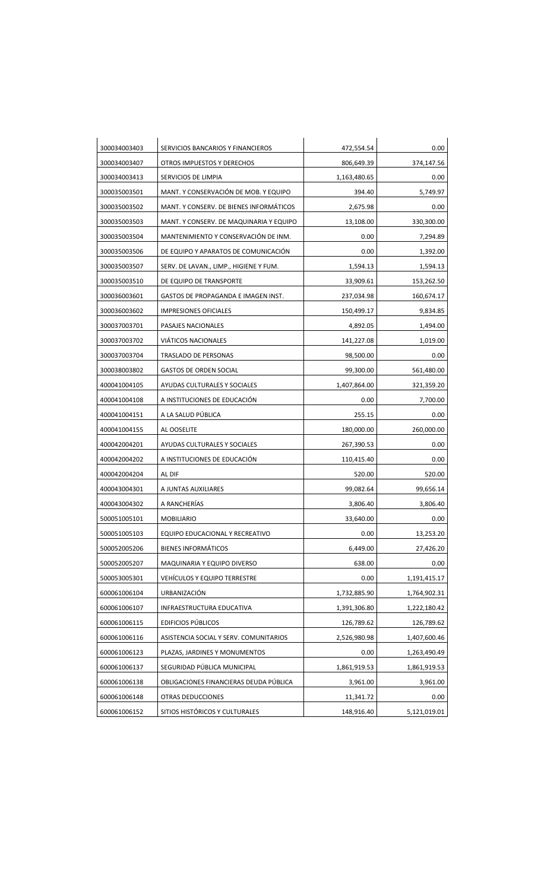| | | | |
|---|---|---|---|
| 300034003403 | SERVICIOS BANCARIOS Y FINANCIEROS | 472,554.54 | 0.00 |
| 300034003407 | OTROS IMPUESTOS Y DERECHOS | 806,649.39 | 374,147.56 |
| 300034003413 | SERVICIOS DE LIMPIA | 1,163,480.65 | 0.00 |
| 300035003501 | MANT. Y CONSERVACIÓN DE MOB. Y EQUIPO | 394.40 | 5,749.97 |
| 300035003502 | MANT. Y CONSERV. DE BIENES INFORMÁTICOS | 2,675.98 | 0.00 |
| 300035003503 | MANT. Y CONSERV. DE MAQUINARIA Y EQUIPO | 13,108.00 | 330,300.00 |
| 300035003504 | MANTENIMIENTO Y CONSERVACIÓN DE INM. | 0.00 | 7,294.89 |
| 300035003506 | DE EQUIPO Y APARATOS DE COMUNICACIÓN | 0.00 | 1,392.00 |
| 300035003507 | SERV. DE LAVAN., LIMP., HIGIENE Y FUM. | 1,594.13 | 1,594.13 |
| 300035003510 | DE EQUIPO DE TRANSPORTE | 33,909.61 | 153,262.50 |
| 300036003601 | GASTOS DE PROPAGANDA E IMAGEN INST. | 237,034.98 | 160,674.17 |
| 300036003602 | IMPRESIONES OFICIALES | 150,499.17 | 9,834.85 |
| 300037003701 | PASAJES NACIONALES | 4,892.05 | 1,494.00 |
| 300037003702 | VIÁTICOS NACIONALES | 141,227.08 | 1,019.00 |
| 300037003704 | TRASLADO DE PERSONAS | 98,500.00 | 0.00 |
| 300038003802 | GASTOS DE ORDEN SOCIAL | 99,300.00 | 561,480.00 |
| 400041004105 | AYUDAS CULTURALES Y SOCIALES | 1,407,864.00 | 321,359.20 |
| 400041004108 | A INSTITUCIONES DE EDUCACIÓN | 0.00 | 7,700.00 |
| 400041004151 | A LA SALUD PÚBLICA | 255.15 | 0.00 |
| 400041004155 | AL OOSELITE | 180,000.00 | 260,000.00 |
| 400042004201 | AYUDAS CULTURALES Y SOCIALES | 267,390.53 | 0.00 |
| 400042004202 | A INSTITUCIONES DE EDUCACIÓN | 110,415.40 | 0.00 |
| 400042004204 | AL DIF | 520.00 | 520.00 |
| 400043004301 | A JUNTAS AUXILIARES | 99,082.64 | 99,656.14 |
| 400043004302 | A RANCHERÍAS | 3,806.40 | 3,806.40 |
| 500051005101 | MOBILIARIO | 33,640.00 | 0.00 |
| 500051005103 | EQUIPO EDUCACIONAL Y RECREATIVO | 0.00 | 13,253.20 |
| 500052005206 | BIENES INFORMÁTICOS | 6,449.00 | 27,426.20 |
| 500052005207 | MAQUINARIA Y EQUIPO DIVERSO | 638.00 | 0.00 |
| 500053005301 | VEHÍCULOS Y EQUIPO TERRESTRE | 0.00 | 1,191,415.17 |
| 600061006104 | URBANIZACIÓN | 1,732,885.90 | 1,764,902.31 |
| 600061006107 | INFRAESTRUCTURA EDUCATIVA | 1,391,306.80 | 1,222,180.42 |
| 600061006115 | EDIFICIOS PÚBLICOS | 126,789.62 | 126,789.62 |
| 600061006116 | ASISTENCIA SOCIAL Y SERV. COMUNITARIOS | 2,526,980.98 | 1,407,600.46 |
| 600061006123 | PLAZAS, JARDINES Y MONUMENTOS | 0.00 | 1,263,490.49 |
| 600061006137 | SEGURIDAD PÚBLICA MUNICIPAL | 1,861,919.53 | 1,861,919.53 |
| 600061006138 | OBLIGACIONES FINANCIERAS DEUDA PÚBLICA | 3,961.00 | 3,961.00 |
| 600061006148 | OTRAS DEDUCCIONES | 11,341.72 | 0.00 |
| 600061006152 | SITIOS HISTÓRICOS Y CULTURALES | 148,916.40 | 5,121,019.01 |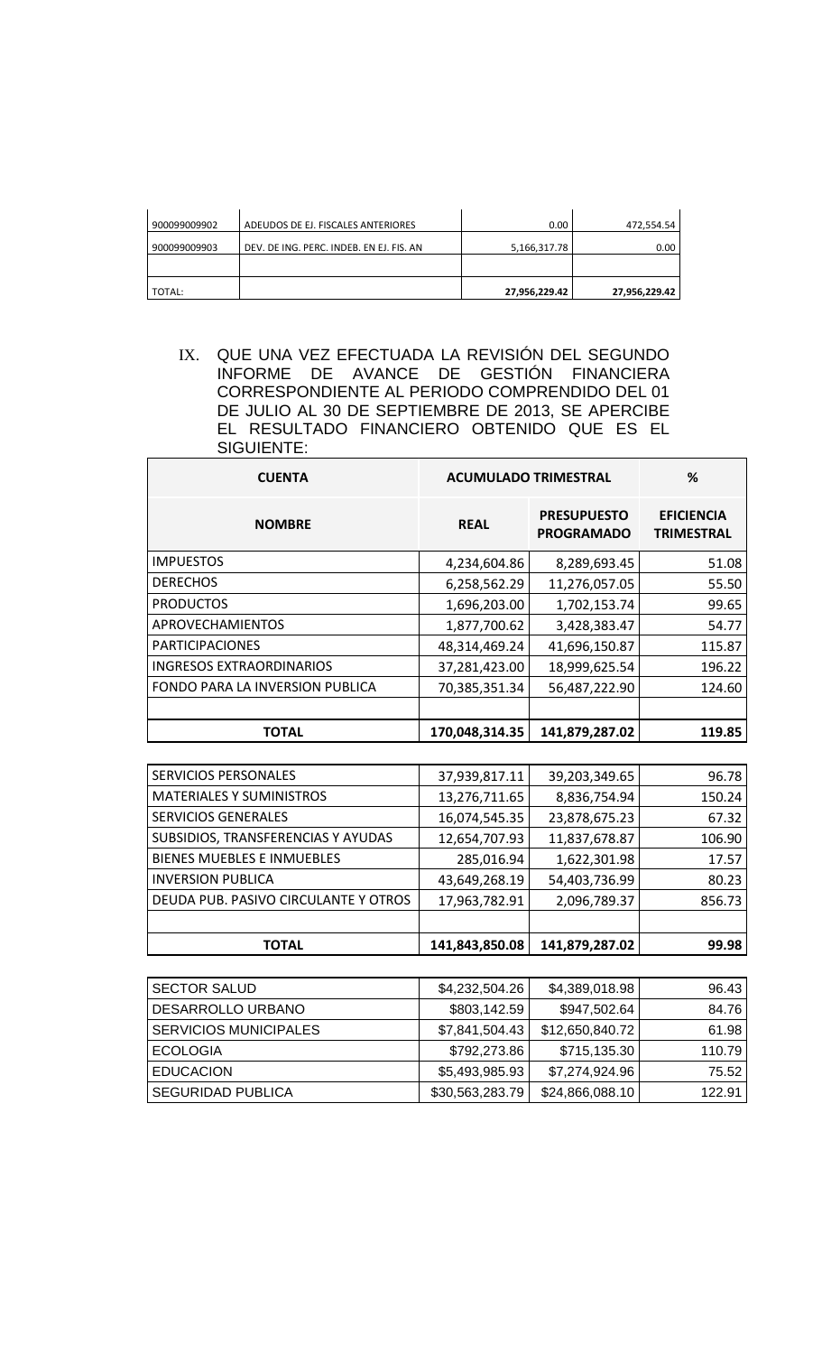| | | | |
|---|---|---|---|
| 900099009902 | ADEUDOS DE EJ. FISCALES ANTERIORES | 0.00 | 472,554.54 |
| 900099009903 | DEV. DE ING. PERC. INDEB. EN EJ. FIS. AN | 5,166,317.78 | 0.00 |
| | | | |
| TOTAL: | | 27,956,229.42 | 27,956,229.42 |

IX. QUE UNA VEZ EFECTUADA LA REVISIÓN DEL SEGUNDO INFORME DE AVANCE DE GESTIÓN FINANCIERA CORRESPONDIENTE AL PERIODO COMPRENDIDO DEL 01 DE JULIO AL 30 DE SEPTIEMBRE DE 2013, SE APERCIBE EL RESULTADO FINANCIERO OBTENIDO QUE ES EL SIGUIENTE:

| CUENTA | ACUMULADO TRIMESTRAL | | % |
|---|---|---|---|
| **NOMBRE** | **REAL** | **PRESUPUESTO PROGRAMADO** | **EFICIENCIA TRIMESTRAL** |
| IMPUESTOS | 4,234,604.86 | 8,289,693.45 | 51.08 |
| DERECHOS | 6,258,562.29 | 11,276,057.05 | 55.50 |
| PRODUCTOS | 1,696,203.00 | 1,702,153.74 | 99.65 |
| APROVECHAMIENTOS | 1,877,700.62 | 3,428,383.47 | 54.77 |
| PARTICIPACIONES | 48,314,469.24 | 41,696,150.87 | 115.87 |
| INGRESOS EXTRAORDINARIOS | 37,281,423.00 | 18,999,625.54 | 196.22 |
| FONDO PARA LA INVERSION PUBLICA | 70,385,351.34 | 56,487,222.90 | 124.60 |
| | | | |
| **TOTAL** | **170,048,314.35** | **141,879,287.02** | **119.85** |

| | | | |
|---|---|---|---|
| SERVICIOS PERSONALES | 37,939,817.11 | 39,203,349.65 | 96.78 |
| MATERIALES Y SUMINISTROS | 13,276,711.65 | 8,836,754.94 | 150.24 |
| SERVICIOS GENERALES | 16,074,545.35 | 23,878,675.23 | 67.32 |
| SUBSIDIOS, TRANSFERENCIAS Y AYUDAS | 12,654,707.93 | 11,837,678.87 | 106.90 |
| BIENES MUEBLES E INMUEBLES | 285,016.94 | 1,622,301.98 | 17.57 |
| INVERSION PUBLICA | 43,649,268.19 | 54,403,736.99 | 80.23 |
| DEUDA PUB. PASIVO CIRCULANTE Y OTROS | 17,963,782.91 | 2,096,789.37 | 856.73 |
| | | | |
| **TOTAL** | **141,843,850.08** | **141,879,287.02** | **99.98** |

| | | | |
|---|---|---|---|
| SECTOR SALUD | $4,232,504.26 | $4,389,018.98 | 96.43 |
| DESARROLLO URBANO | $803,142.59 | $947,502.64 | 84.76 |
| SERVICIOS MUNICIPALES | $7,841,504.43 | $12,650,840.72 | 61.98 |
| ECOLOGIA | $792,273.86 | $715,135.30 | 110.79 |
| EDUCACION | $5,493,985.93 | $7,274,924.96 | 75.52 |
| SEGURIDAD PUBLICA | $30,563,283.79 | $24,866,088.10 | 122.91 |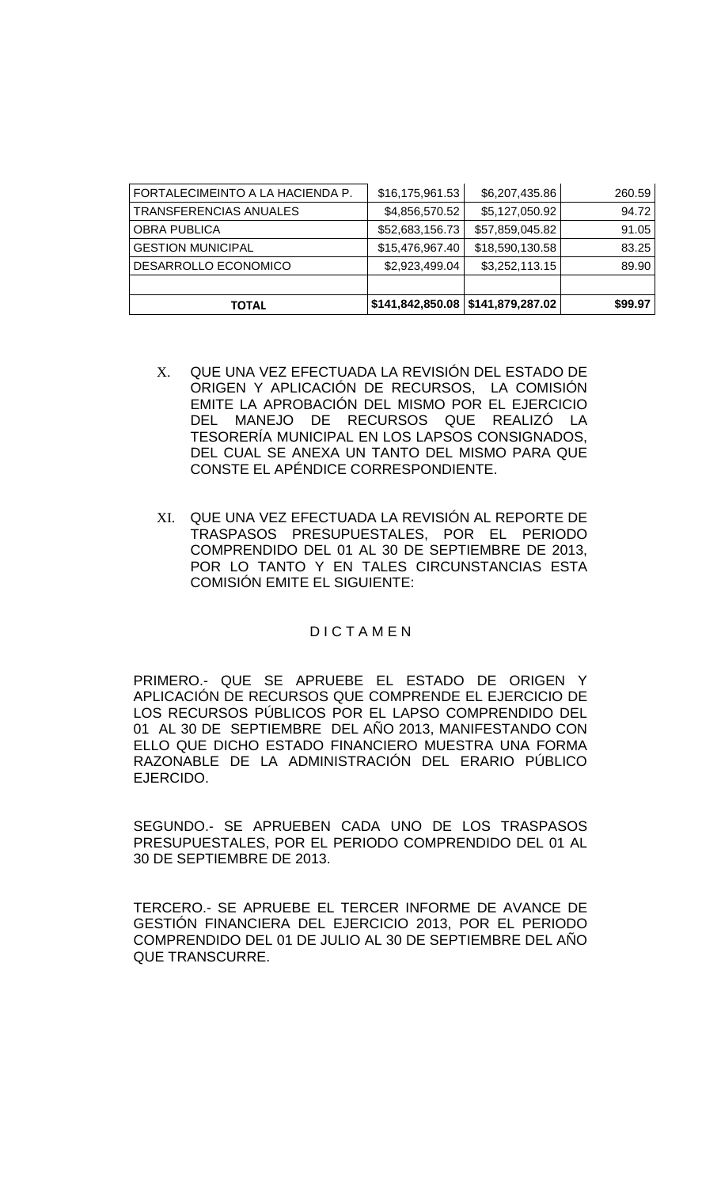| | | | |
|---|---|---|---|
| FORTALECIMEINTO A LA HACIENDA P. | $16,175,961.53 | $6,207,435.86 | 260.59 |
| TRANSFERENCIAS ANUALES | $4,856,570.52 | $5,127,050.92 | 94.72 |
| OBRA PUBLICA | $52,683,156.73 | $57,859,045.82 | 91.05 |
| GESTION MUNICIPAL | $15,476,967.40 | $18,590,130.58 | 83.25 |
| DESARROLLO ECONOMICO | $2,923,499.04 | $3,252,113.15 | 89.90 |
| | | | |
| **TOTAL** | **$141,842,850.08** | **$141,879,287.02** | **$99.97** |

X. QUE UNA VEZ EFECTUADA LA REVISIÓN DEL ESTADO DE ORIGEN Y APLICACIÓN DE RECURSOS, LA COMISIÓN EMITE LA APROBACIÓN DEL MISMO POR EL EJERCICIO DEL MANEJO DE RECURSOS QUE REALIZÓ LA TESORERÍA MUNICIPAL EN LOS LAPSOS CONSIGNADOS, DEL CUAL SE ANEXA UN TANTO DEL MISMO PARA QUE CONSTE EL APÉNDICE CORRESPONDIENTE.

XI. QUE UNA VEZ EFECTUADA LA REVISIÓN AL REPORTE DE TRASPASOS PRESUPUESTALES, POR EL PERIODO COMPRENDIDO DEL 01 AL 30 DE SEPTIEMBRE DE 2013, POR LO TANTO Y EN TALES CIRCUNSTANCIAS ESTA COMISIÓN EMITE EL SIGUIENTE:

## D I C T A M E N

PRIMERO.- QUE SE APRUEBE EL ESTADO DE ORIGEN Y APLICACIÓN DE RECURSOS QUE COMPRENDE EL EJERCICIO DE LOS RECURSOS PÚBLICOS POR EL LAPSO COMPRENDIDO DEL 01 AL 30 DE SEPTIEMBRE DEL AÑO 2013, MANIFESTANDO CON ELLO QUE DICHO ESTADO FINANCIERO MUESTRA UNA FORMA RAZONABLE DE LA ADMINISTRACIÓN DEL ERARIO PÚBLICO EJERCIDO.

SEGUNDO.- SE APRUEBEN CADA UNO DE LOS TRASPASOS PRESUPUESTALES, POR EL PERIODO COMPRENDIDO DEL 01 AL 30 DE SEPTIEMBRE DE 2013.

TERCERO.- SE APRUEBE EL TERCER INFORME DE AVANCE DE GESTIÓN FINANCIERA DEL EJERCICIO 2013, POR EL PERIODO COMPRENDIDO DEL 01 DE JULIO AL 30 DE SEPTIEMBRE DEL AÑO QUE TRANSCURRE.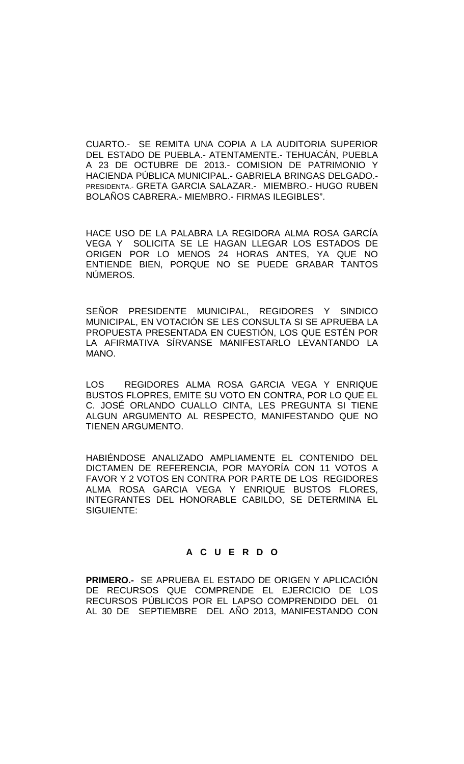CUARTO.- SE REMITA UNA COPIA A LA AUDITORIA SUPERIOR DEL ESTADO DE PUEBLA.- ATENTAMENTE.- TEHUACÁN, PUEBLA A 23 DE OCTUBRE DE 2013.- COMISION DE PATRIMONIO Y HACIENDA PÚBLICA MUNICIPAL.- GABRIELA BRINGAS DELGADO.- PRESIDENTA.- GRETA GARCIA SALAZAR.- MIEMBRO.- HUGO RUBEN BOLAÑOS CABRERA.- MIEMBRO.- FIRMAS ILEGIBLES".

HACE USO DE LA PALABRA LA REGIDORA ALMA ROSA GARCÍA VEGA Y SOLICITA SE LE HAGAN LLEGAR LOS ESTADOS DE ORIGEN POR LO MENOS 24 HORAS ANTES, YA QUE NO ENTIENDE BIEN, PORQUE NO SE PUEDE GRABAR TANTOS NÚMEROS.

SEÑOR PRESIDENTE MUNICIPAL, REGIDORES Y SINDICO MUNICIPAL, EN VOTACIÓN SE LES CONSULTA SI SE APRUEBA LA PROPUESTA PRESENTADA EN CUESTIÓN, LOS QUE ESTÉN POR LA AFIRMATIVA SÍRVANSE MANIFESTARLO LEVANTANDO LA MANO.

LOS REGIDORES ALMA ROSA GARCIA VEGA Y ENRIQUE BUSTOS FLOPRES, EMITE SU VOTO EN CONTRA, POR LO QUE EL C. JOSÉ ORLANDO CUALLO CINTA, LES PREGUNTA SI TIENE ALGUN ARGUMENTO AL RESPECTO, MANIFESTANDO QUE NO TIENEN ARGUMENTO.

HABIÉNDOSE ANALIZADO AMPLIAMENTE EL CONTENIDO DEL DICTAMEN DE REFERENCIA, POR MAYORÍA CON 11 VOTOS A FAVOR Y 2 VOTOS EN CONTRA POR PARTE DE LOS REGIDORES ALMA ROSA GARCIA VEGA Y ENRIQUE BUSTOS FLORES, INTEGRANTES DEL HONORABLE CABILDO, SE DETERMINA EL SIGUIENTE:

**A C U E R D O**

**PRIMERO.-** SE APRUEBA EL ESTADO DE ORIGEN Y APLICACIÓN DE RECURSOS QUE COMPRENDE EL EJERCICIO DE LOS RECURSOS PÚBLICOS POR EL LAPSO COMPRENDIDO DEL 01 AL 30 DE SEPTIEMBRE DEL AÑO 2013, MANIFESTANDO CON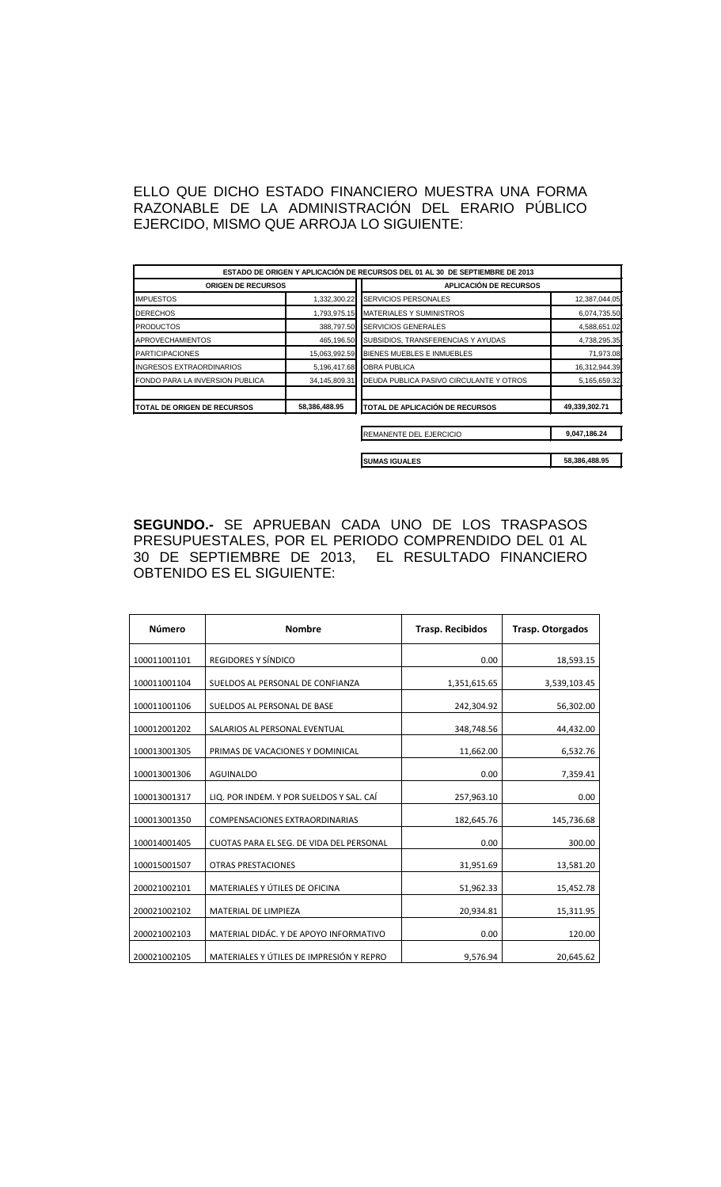ELLO QUE DICHO ESTADO FINANCIERO MUESTRA UNA FORMA RAZONABLE DE LA ADMINISTRACIÓN DEL ERARIO PÚBLICO EJERCIDO, MISMO QUE ARROJA LO SIGUIENTE:

| ESTADO DE ORIGEN Y APLICACIÓN DE RECURSOS DEL 01 AL 30 DE SEPTIEMBRE DE 2013 | | | |
|---|---|---|---|
| **ORIGEN DE RECURSOS** | | **APLICACIÓN DE RECURSOS** | |
| IMPUESTOS | 1,332,300.22 | SERVICIOS PERSONALES | 12,387,044.05 |
| DERECHOS | 1,793,975.15 | MATERIALES Y SUMINISTROS | 6,074,735.50 |
| PRODUCTOS | 388,797.50 | SERVICIOS GENERALES | 4,588,651.02 |
| APROVECHAMIENTOS | 465,196.50 | SUBSIDIOS, TRANSFERENCIAS Y AYUDAS | 4,738,295.35 |
| PARTICIPACIONES | 15,063,992.59 | BIENES MUEBLES E INMUEBLES | 71,973.08 |
| INGRESOS EXTRAORDINARIOS | 5,196,417.68 | OBRA PUBLICA | 16,312,944.39 |
| FONDO PARA LA INVERSION PUBLICA | 34,145,809.31 | DEUDA PUBLICA PASIVO CIRCULANTE Y OTROS | 5,165,659.32 |
| **TOTAL DE ORIGEN DE RECURSOS** | **58,386,488.95** | **TOTAL DE APLICACIÓN DE RECURSOS** | **49,339,302.71** |
| | | REMANENTE DEL EJERCICIO | **9,047,186.24** |
| | | **SUMAS IGUALES** | **58,386,488.95** |

**SEGUNDO.-** SE APRUEBAN CADA UNO DE LOS TRASPASOS PRESUPUESTALES, POR EL PERIODO COMPRENDIDO DEL 01 AL 30 DE SEPTIEMBRE DE 2013, EL RESULTADO FINANCIERO OBTENIDO ES EL SIGUIENTE:

| Número | Nombre | Trasp. Recibidos | Trasp. Otorgados |
|---|---|---|---|
| 100011001101 | REGIDORES Y SÍNDICO | 0.00 | 18,593.15 |
| 100011001104 | SUELDOS AL PERSONAL DE CONFIANZA | 1,351,615.65 | 3,539,103.45 |
| 100011001106 | SUELDOS AL PERSONAL DE BASE | 242,304.92 | 56,302.00 |
| 100012001202 | SALARIOS AL PERSONAL EVENTUAL | 348,748.56 | 44,432.00 |
| 100013001305 | PRIMAS DE VACACIONES Y DOMINICAL | 11,662.00 | 6,532.76 |
| 100013001306 | AGUINALDO | 0.00 | 7,359.41 |
| 100013001317 | LIQ. POR INDEM. Y POR SUELDOS Y SAL. CAÍ | 257,963.10 | 0.00 |
| 100013001350 | COMPENSACIONES EXTRAORDINARIAS | 182,645.76 | 145,736.68 |
| 100014001405 | CUOTAS PARA EL SEG. DE VIDA DEL PERSONAL | 0.00 | 300.00 |
| 100015001507 | OTRAS PRESTACIONES | 31,951.69 | 13,581.20 |
| 200021002101 | MATERIALES Y ÚTILES DE OFICINA | 51,962.33 | 15,452.78 |
| 200021002102 | MATERIAL DE LIMPIEZA | 20,934.81 | 15,311.95 |
| 200021002103 | MATERIAL DIDÁC. Y DE APOYO INFORMATIVO | 0.00 | 120.00 |
| 200021002105 | MATERIALES Y ÚTILES DE IMPRESIÓN Y REPRO | 9,576.94 | 20,645.62 |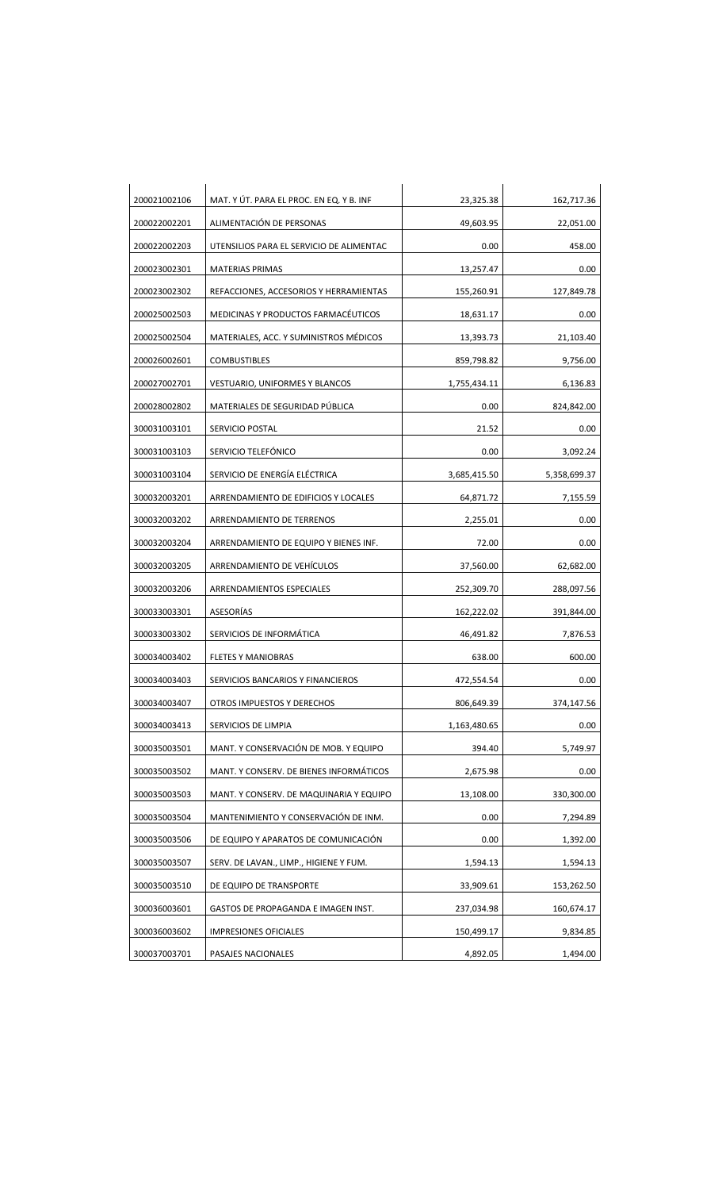| | | | |
|---|---|---|---|
| 200021002106 | MAT. Y ÚT. PARA EL PROC. EN EQ. Y B. INF | 23,325.38 | 162,717.36 |
| 200022002201 | ALIMENTACIÓN DE PERSONAS | 49,603.95 | 22,051.00 |
| 200022002203 | UTENSILIOS PARA EL SERVICIO DE ALIMENTAC | 0.00 | 458.00 |
| 200023002301 | MATERIAS PRIMAS | 13,257.47 | 0.00 |
| 200023002302 | REFACCIONES, ACCESORIOS Y HERRAMIENTAS | 155,260.91 | 127,849.78 |
| 200025002503 | MEDICINAS Y PRODUCTOS FARMACÉUTICOS | 18,631.17 | 0.00 |
| 200025002504 | MATERIALES, ACC. Y SUMINISTROS MÉDICOS | 13,393.73 | 21,103.40 |
| 200026002601 | COMBUSTIBLES | 859,798.82 | 9,756.00 |
| 200027002701 | VESTUARIO, UNIFORMES Y BLANCOS | 1,755,434.11 | 6,136.83 |
| 200028002802 | MATERIALES DE SEGURIDAD PÚBLICA | 0.00 | 824,842.00 |
| 300031003101 | SERVICIO POSTAL | 21.52 | 0.00 |
| 300031003103 | SERVICIO TELEFÓNICO | 0.00 | 3,092.24 |
| 300031003104 | SERVICIO DE ENERGÍA ELÉCTRICA | 3,685,415.50 | 5,358,699.37 |
| 300032003201 | ARRENDAMIENTO DE EDIFICIOS Y LOCALES | 64,871.72 | 7,155.59 |
| 300032003202 | ARRENDAMIENTO DE TERRENOS | 2,255.01 | 0.00 |
| 300032003204 | ARRENDAMIENTO DE EQUIPO Y BIENES INF. | 72.00 | 0.00 |
| 300032003205 | ARRENDAMIENTO DE VEHÍCULOS | 37,560.00 | 62,682.00 |
| 300032003206 | ARRENDAMIENTOS ESPECIALES | 252,309.70 | 288,097.56 |
| 300033003301 | ASESORÍAS | 162,222.02 | 391,844.00 |
| 300033003302 | SERVICIOS DE INFORMÁTICA | 46,491.82 | 7,876.53 |
| 300034003402 | FLETES Y MANIOBRAS | 638.00 | 600.00 |
| 300034003403 | SERVICIOS BANCARIOS Y FINANCIEROS | 472,554.54 | 0.00 |
| 300034003407 | OTROS IMPUESTOS Y DERECHOS | 806,649.39 | 374,147.56 |
| 300034003413 | SERVICIOS DE LIMPIA | 1,163,480.65 | 0.00 |
| 300035003501 | MANT. Y CONSERVACIÓN DE MOB. Y EQUIPO | 394.40 | 5,749.97 |
| 300035003502 | MANT. Y CONSERV. DE BIENES INFORMÁTICOS | 2,675.98 | 0.00 |
| 300035003503 | MANT. Y CONSERV. DE MAQUINARIA Y EQUIPO | 13,108.00 | 330,300.00 |
| 300035003504 | MANTENIMIENTO Y CONSERVACIÓN DE INM. | 0.00 | 7,294.89 |
| 300035003506 | DE EQUIPO Y APARATOS DE COMUNICACIÓN | 0.00 | 1,392.00 |
| 300035003507 | SERV. DE LAVAN., LIMP., HIGIENE Y FUM. | 1,594.13 | 1,594.13 |
| 300035003510 | DE EQUIPO DE TRANSPORTE | 33,909.61 | 153,262.50 |
| 300036003601 | GASTOS DE PROPAGANDA E IMAGEN INST. | 237,034.98 | 160,674.17 |
| 300036003602 | IMPRESIONES OFICIALES | 150,499.17 | 9,834.85 |
| 300037003701 | PASAJES NACIONALES | 4,892.05 | 1,494.00 |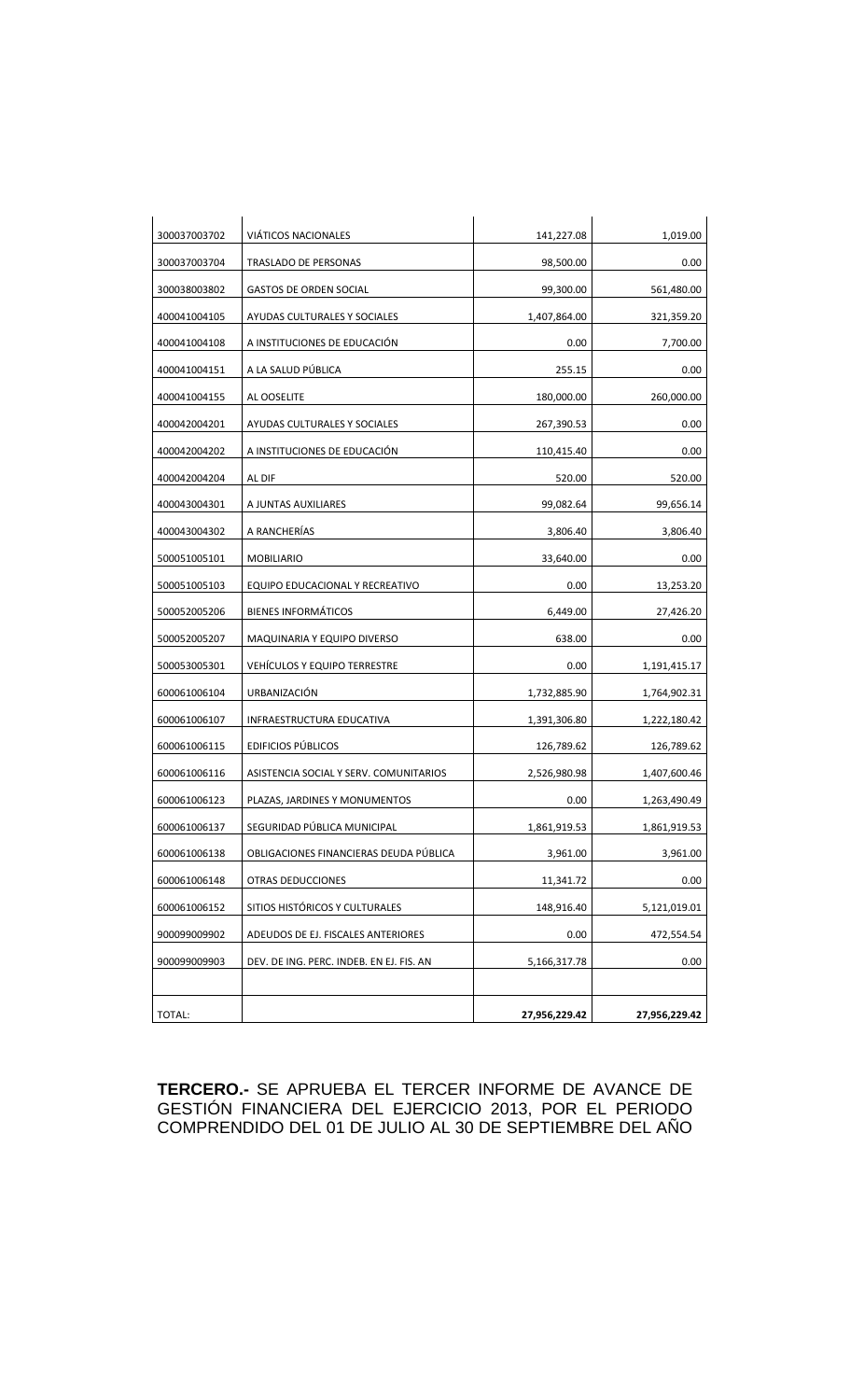| | | | |
|---|---|---|---|
| 300037003702 | VIÁTICOS NACIONALES | 141,227.08 | 1,019.00 |
| 300037003704 | TRASLADO DE PERSONAS | 98,500.00 | 0.00 |
| 300038003802 | GASTOS DE ORDEN SOCIAL | 99,300.00 | 561,480.00 |
| 400041004105 | AYUDAS CULTURALES Y SOCIALES | 1,407,864.00 | 321,359.20 |
| 400041004108 | A INSTITUCIONES DE EDUCACIÓN | 0.00 | 7,700.00 |
| 400041004151 | A LA SALUD PÚBLICA | 255.15 | 0.00 |
| 400041004155 | AL OOSELITE | 180,000.00 | 260,000.00 |
| 400042004201 | AYUDAS CULTURALES Y SOCIALES | 267,390.53 | 0.00 |
| 400042004202 | A INSTITUCIONES DE EDUCACIÓN | 110,415.40 | 0.00 |
| 400042004204 | AL DIF | 520.00 | 520.00 |
| 400043004301 | A JUNTAS AUXILIARES | 99,082.64 | 99,656.14 |
| 400043004302 | A RANCHERÍAS | 3,806.40 | 3,806.40 |
| 500051005101 | MOBILIARIO | 33,640.00 | 0.00 |
| 500051005103 | EQUIPO EDUCACIONAL Y RECREATIVO | 0.00 | 13,253.20 |
| 500052005206 | BIENES INFORMÁTICOS | 6,449.00 | 27,426.20 |
| 500052005207 | MAQUINARIA Y EQUIPO DIVERSO | 638.00 | 0.00 |
| 500053005301 | VEHÍCULOS Y EQUIPO TERRESTRE | 0.00 | 1,191,415.17 |
| 600061006104 | URBANIZACIÓN | 1,732,885.90 | 1,764,902.31 |
| 600061006107 | INFRAESTRUCTURA EDUCATIVA | 1,391,306.80 | 1,222,180.42 |
| 600061006115 | EDIFICIOS PÚBLICOS | 126,789.62 | 126,789.62 |
| 600061006116 | ASISTENCIA SOCIAL Y SERV. COMUNITARIOS | 2,526,980.98 | 1,407,600.46 |
| 600061006123 | PLAZAS, JARDINES Y MONUMENTOS | 0.00 | 1,263,490.49 |
| 600061006137 | SEGURIDAD PÚBLICA MUNICIPAL | 1,861,919.53 | 1,861,919.53 |
| 600061006138 | OBLIGACIONES FINANCIERAS DEUDA PÚBLICA | 3,961.00 | 3,961.00 |
| 600061006148 | OTRAS DEDUCCIONES | 11,341.72 | 0.00 |
| 600061006152 | SITIOS HISTÓRICOS Y CULTURALES | 148,916.40 | 5,121,019.01 |
| 900099009902 | ADEUDOS DE EJ. FISCALES ANTERIORES | 0.00 | 472,554.54 |
| 900099009903 | DEV. DE ING. PERC. INDEB. EN EJ. FIS. AN | 5,166,317.78 | 0.00 |
| | | | |
| TOTAL: | | **27,956,229.42** | **27,956,229.42** |

**TERCERO.-** SE APRUEBA EL TERCER INFORME DE AVANCE DE GESTIÓN FINANCIERA DEL EJERCICIO 2013, POR EL PERIODO COMPRENDIDO DEL 01 DE JULIO AL 30 DE SEPTIEMBRE DEL AÑO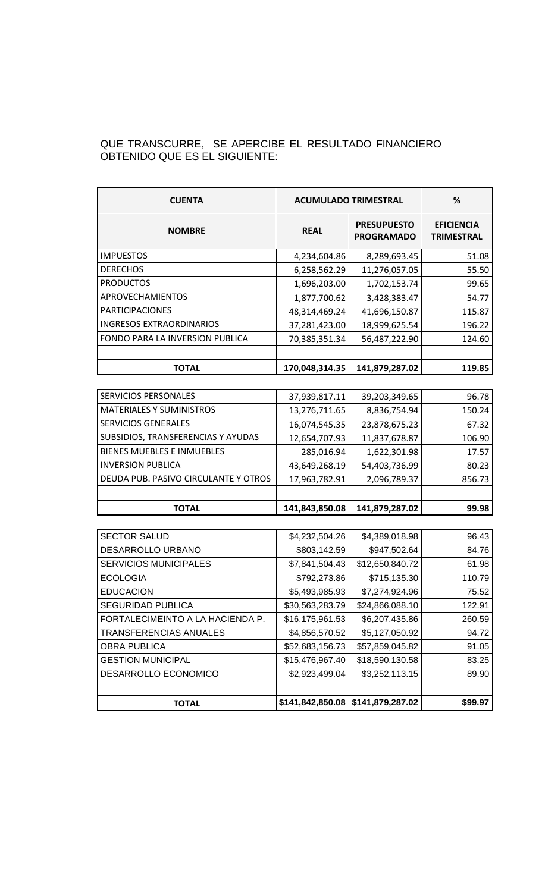QUE TRANSCURRE, SE APERCIBE EL RESULTADO FINANCIERO OBTENIDO QUE ES EL SIGUIENTE:

| **CUENTA** | **ACUMULADO TRIMESTRAL** | | **%** |
|---|---|---|---|
| **NOMBRE** | **REAL** | **PRESUPUESTO PROGRAMADO** | **EFICIENCIA TRIMESTRAL** |
| IMPUESTOS | 4,234,604.86 | 8,289,693.45 | 51.08 |
| DERECHOS | 6,258,562.29 | 11,276,057.05 | 55.50 |
| PRODUCTOS | 1,696,203.00 | 1,702,153.74 | 99.65 |
| APROVECHAMIENTOS | 1,877,700.62 | 3,428,383.47 | 54.77 |
| PARTICIPACIONES | 48,314,469.24 | 41,696,150.87 | 115.87 |
| INGRESOS EXTRAORDINARIOS | 37,281,423.00 | 18,999,625.54 | 196.22 |
| FONDO PARA LA INVERSION PUBLICA | 70,385,351.34 | 56,487,222.90 | 124.60 |
| | | | |
| **TOTAL** | **170,048,314.35** | **141,879,287.02** | **119.85** |

| | | | |
|---|---|---|---|
| SERVICIOS PERSONALES | 37,939,817.11 | 39,203,349.65 | 96.78 |
| MATERIALES Y SUMINISTROS | 13,276,711.65 | 8,836,754.94 | 150.24 |
| SERVICIOS GENERALES | 16,074,545.35 | 23,878,675.23 | 67.32 |
| SUBSIDIOS, TRANSFERENCIAS Y AYUDAS | 12,654,707.93 | 11,837,678.87 | 106.90 |
| BIENES MUEBLES E INMUEBLES | 285,016.94 | 1,622,301.98 | 17.57 |
| INVERSION PUBLICA | 43,649,268.19 | 54,403,736.99 | 80.23 |
| DEUDA PUB. PASIVO CIRCULANTE Y OTROS | 17,963,782.91 | 2,096,789.37 | 856.73 |
| | | | |
| **TOTAL** | **141,843,850.08** | **141,879,287.02** | **99.98** |

| | | | |
|---|---|---|---|
| SECTOR SALUD | $4,232,504.26 | $4,389,018.98 | 96.43 |
| DESARROLLO URBANO | $803,142.59 | $947,502.64 | 84.76 |
| SERVICIOS MUNICIPALES | $7,841,504.43 | $12,650,840.72 | 61.98 |
| ECOLOGIA | $792,273.86 | $715,135.30 | 110.79 |
| EDUCACION | $5,493,985.93 | $7,274,924.96 | 75.52 |
| SEGURIDAD PUBLICA | $30,563,283.79 | $24,866,088.10 | 122.91 |
| FORTALECIMEINTO A LA HACIENDA P. | $16,175,961.53 | $6,207,435.86 | 260.59 |
| TRANSFERENCIAS ANUALES | $4,856,570.52 | $5,127,050.92 | 94.72 |
| OBRA PUBLICA | $52,683,156.73 | $57,859,045.82 | 91.05 |
| GESTION MUNICIPAL | $15,476,967.40 | $18,590,130.58 | 83.25 |
| DESARROLLO ECONOMICO | $2,923,499.04 | $3,252,113.15 | 89.90 |
| | | | |
| **TOTAL** | **$141,842,850.08** | **$141,879,287.02** | **$99.97** |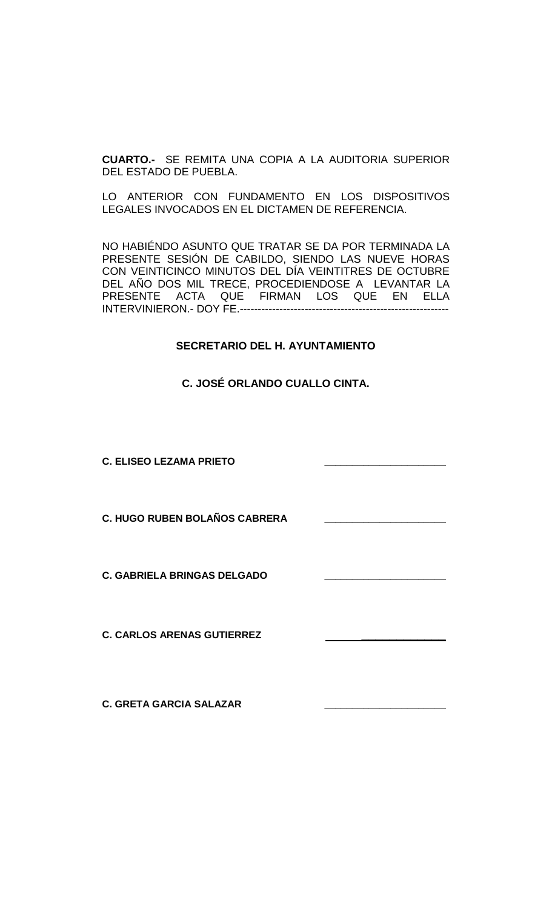**CUARTO.-** SE REMITA UNA COPIA A LA AUDITORIA SUPERIOR DEL ESTADO DE PUEBLA.

LO ANTERIOR CON FUNDAMENTO EN LOS DISPOSITIVOS LEGALES INVOCADOS EN EL DICTAMEN DE REFERENCIA.

NO HABIÉNDO ASUNTO QUE TRATAR SE DA POR TERMINADA LA PRESENTE SESIÓN DE CABILDO, SIENDO LAS NUEVE HORAS CON VEINTICINCO MINUTOS DEL DÍA VEINTITRES DE OCTUBRE DEL AÑO DOS MIL TRECE, PROCEDIENDOSE A LEVANTAR LA PRESENTE ACTA QUE FIRMAN LOS QUE EN ELLA INTERVINIERON.- DOY FE.-----------------------------------------------------------

**SECRETARIO DEL H. AYUNTAMIENTO**

**C. JOSÉ ORLANDO CUALLO CINTA.**

**C. ELISEO LEZAMA PRIETO** ______________________

**C. HUGO RUBEN BOLAÑOS CABRERA** ______________________

**C. GABRIELA BRINGAS DELGADO** ______________________

**C. CARLOS ARENAS GUTIERREZ** ______________________

**C. GRETA GARCIA SALAZAR** ______________________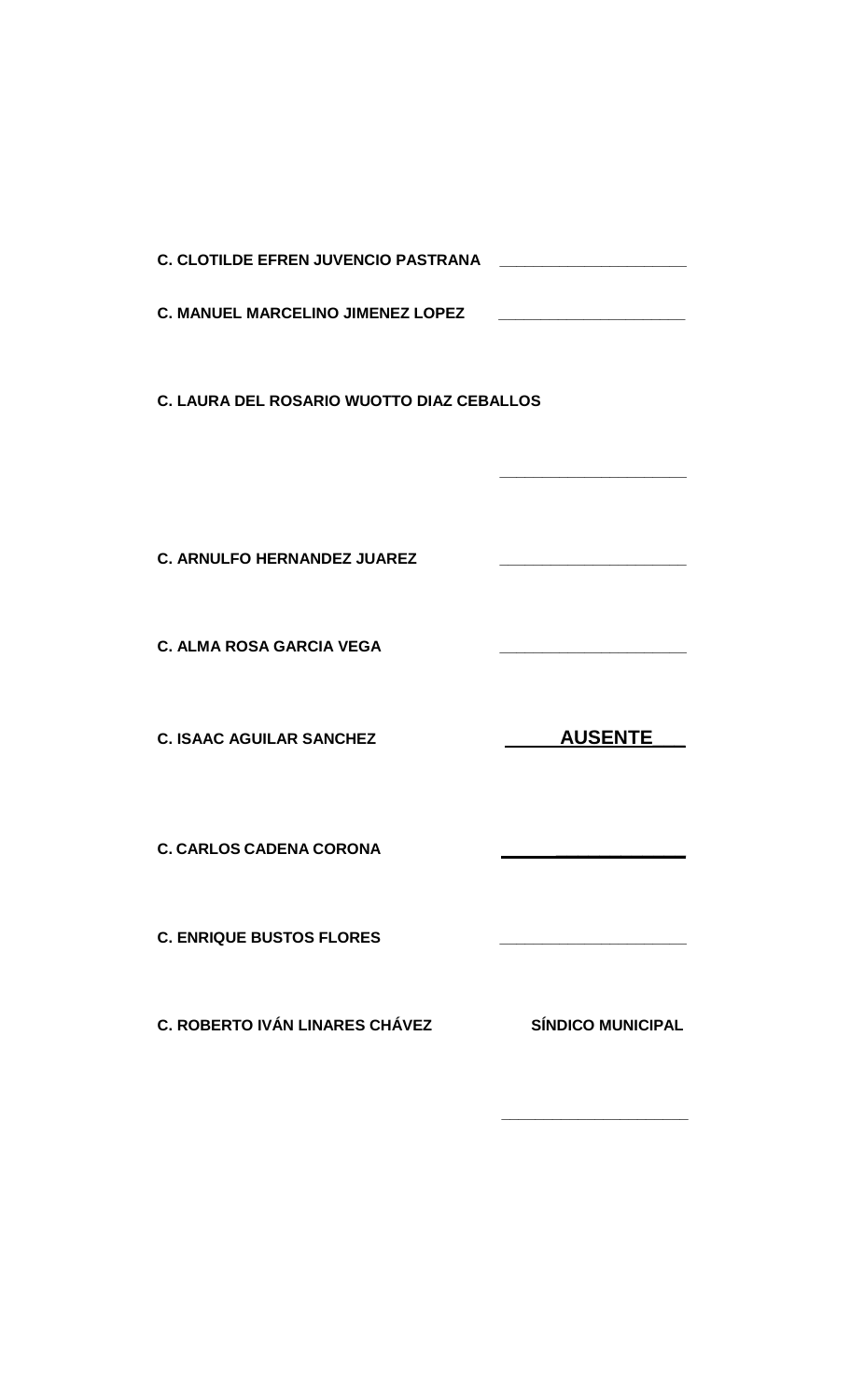**C. CLOTILDE EFREN JUVENCIO PASTRANA** \_\_\_\_\_\_\_\_\_\_\_\_\_\_\_\_\_\_\_\_\_\_

**C. MANUEL MARCELINO JIMENEZ LOPEZ** \_\_\_\_\_\_\_\_\_\_\_\_\_\_\_\_\_\_\_\_\_\_

**C. LAURA DEL ROSARIO WUOTTO DIAZ CEBALLOS**

\_\_\_\_\_\_\_\_\_\_\_\_\_\_\_\_\_\_\_\_\_\_

**C. ARNULFO HERNANDEZ JUAREZ** \_\_\_\_\_\_\_\_\_\_\_\_\_\_\_\_\_\_\_\_\_\_

**C. ALMA ROSA GARCIA VEGA** \_\_\_\_\_\_\_\_\_\_\_\_\_\_\_\_\_\_\_\_\_\_

**C. ISAAC AGUILAR SANCHEZ** **AUSENTE**

**C. CARLOS CADENA CORONA** \_\_\_\_\_\_\_\_\_\_\_\_\_\_\_\_\_\_\_\_\_\_

**C. ENRIQUE BUSTOS FLORES** \_\_\_\_\_\_\_\_\_\_\_\_\_\_\_\_\_\_\_\_\_\_

**C. ROBERTO IVÁN LINARES CHÁVEZ** **SÍNDICO MUNICIPAL**

\_\_\_\_\_\_\_\_\_\_\_\_\_\_\_\_\_\_\_\_\_\_